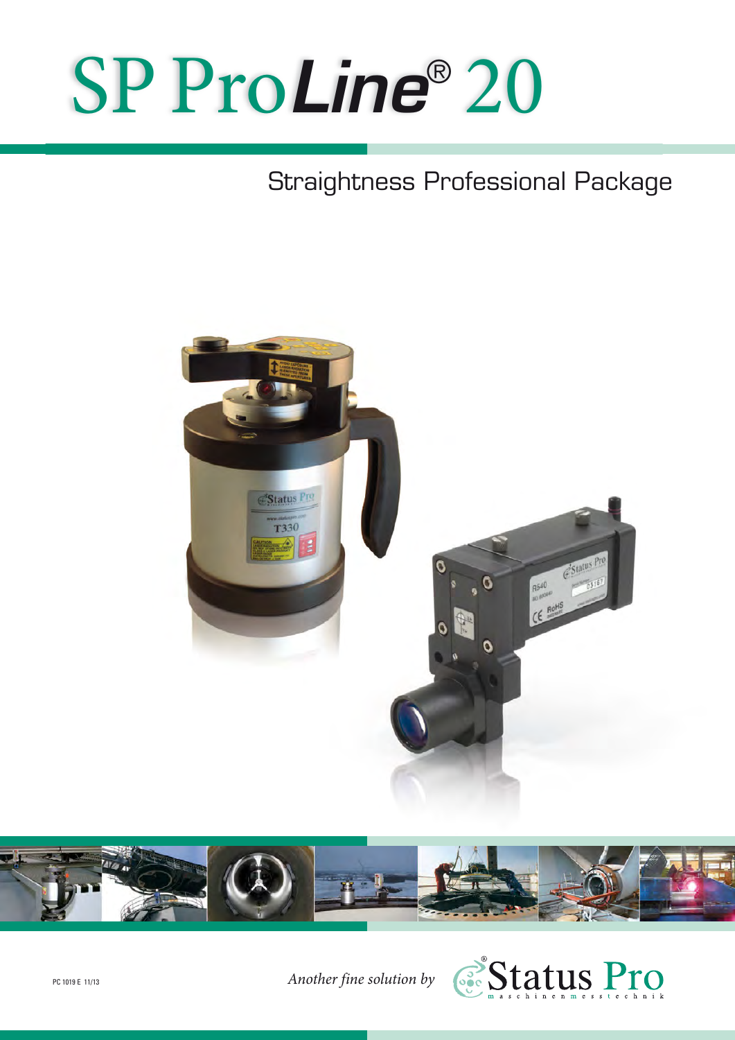# SP ProLine® 20

## Straightness Professional Package

PC 1019 E 11/13

*Another fine solution by* Status Pro maschinenmesstechnik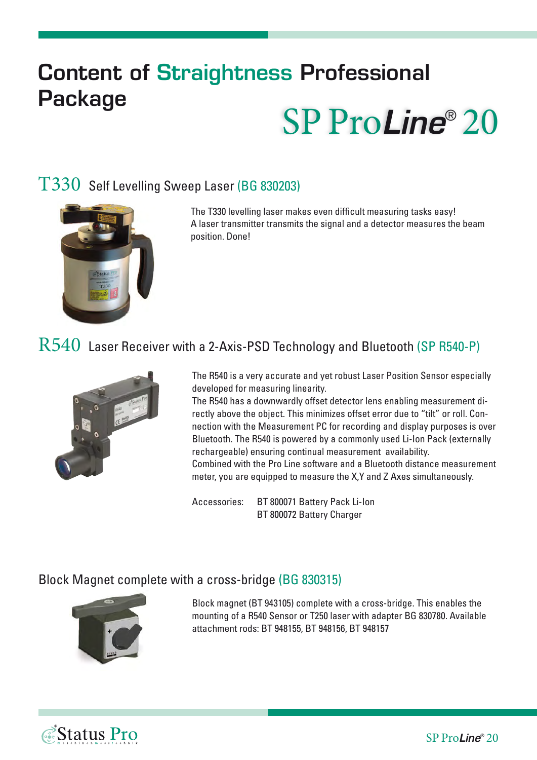# Content of Straightness Professional Package

## SP ProLine® 20

### T330 Self Levelling Sweep Laser (BG 830203)

The T330 levelling laser makes even difficult measuring tasks easy!
A laser transmitter transmits the signal and a detector measures the beam position. Done!

### R540 Laser Receiver with a 2-Axis-PSD Technology and Bluetooth (SP R540-P)

The R540 is a very accurate and yet robust Laser Position Sensor especially developed for measuring linearity.
The R540 has a downwardly offset detector lens enabling measurement directly above the object. This minimizes offset error due to "tilt" or roll. Connection with the Measurement PC for recording and display purposes is over Bluetooth. The R540 is powered by a commonly used Li-Ion Pack (externally rechargeable) ensuring continual measurement availability.
Combined with the Pro Line software and a Bluetooth distance measurement meter, you are equipped to measure the X,Y and Z Axes simultaneously.

Accessories: BT 800071 Battery Pack Li-Ion
BT 800072 Battery Charger

### Block Magnet complete with a cross-bridge (BG 830315)

Block magnet (BT 943105) complete with a cross-bridge. This enables the mounting of a R540 Sensor or T250 laser with adapter BG 830780. Available attachment rods: BT 948155, BT 948156, BT 948157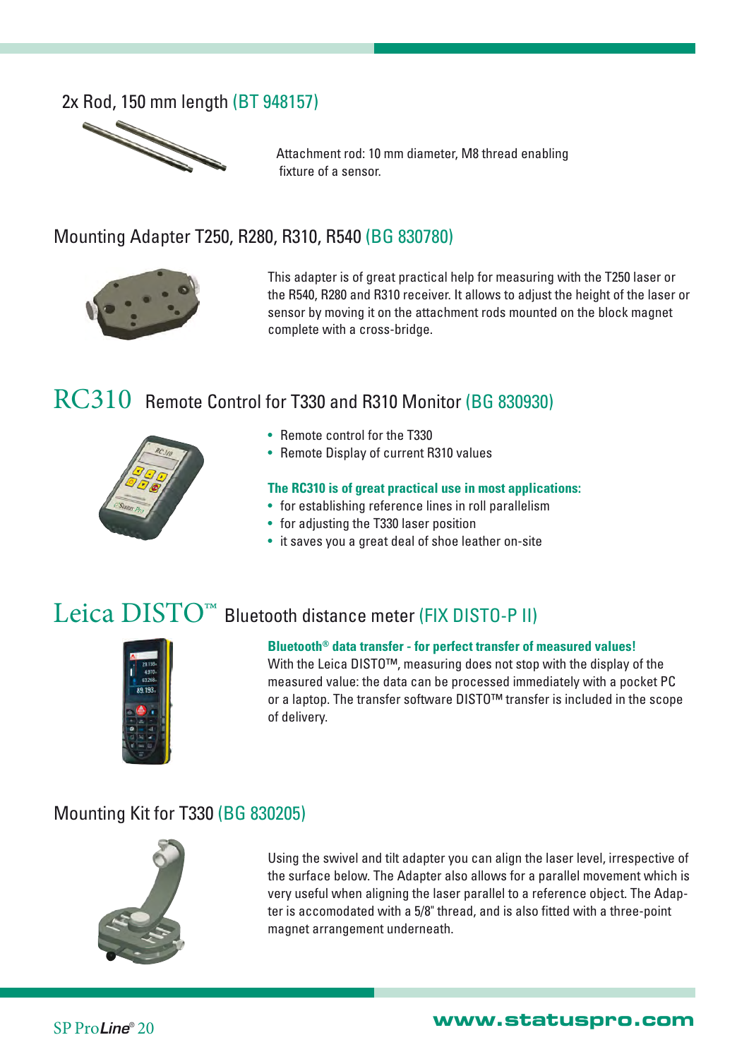## 2x Rod, 150 mm length (BT 948157)

Attachment rod: 10 mm diameter, M8 thread enabling fixture of a sensor.

## Mounting Adapter T250, R280, R310, R540 (BG 830780)

This adapter is of great practical help for measuring with the T250 laser or the R540, R280 and R310 receiver. It allows to adjust the height of the laser or sensor by moving it on the attachment rods mounted on the block magnet complete with a cross-bridge.

## RC310 Remote Control for T330 and R310 Monitor (BG 830930)

- Remote control for the T330
- Remote Display of current R310 values

**The RC310 is of great practical use in most applications:**

- for establishing reference lines in roll parallelism
- for adjusting the T330 laser position
- it saves you a great deal of shoe leather on-site

## Leica DISTO™ Bluetooth distance meter (FIX DISTO-P II)

**Bluetooth® data transfer - for perfect transfer of measured values!**

With the Leica DISTO™, measuring does not stop with the display of the measured value: the data can be processed immediately with a pocket PC or a laptop. The transfer software DISTO™ transfer is included in the scope of delivery.

## Mounting Kit for T330 (BG 830205)

Using the swivel and tilt adapter you can align the laser level, irrespective of the surface below. The Adapter also allows for a parallel movement which is very useful when aligning the laser parallel to a reference object. The Adapter is accomodated with a 5/8" thread, and is also fitted with a three-point magnet arrangement underneath.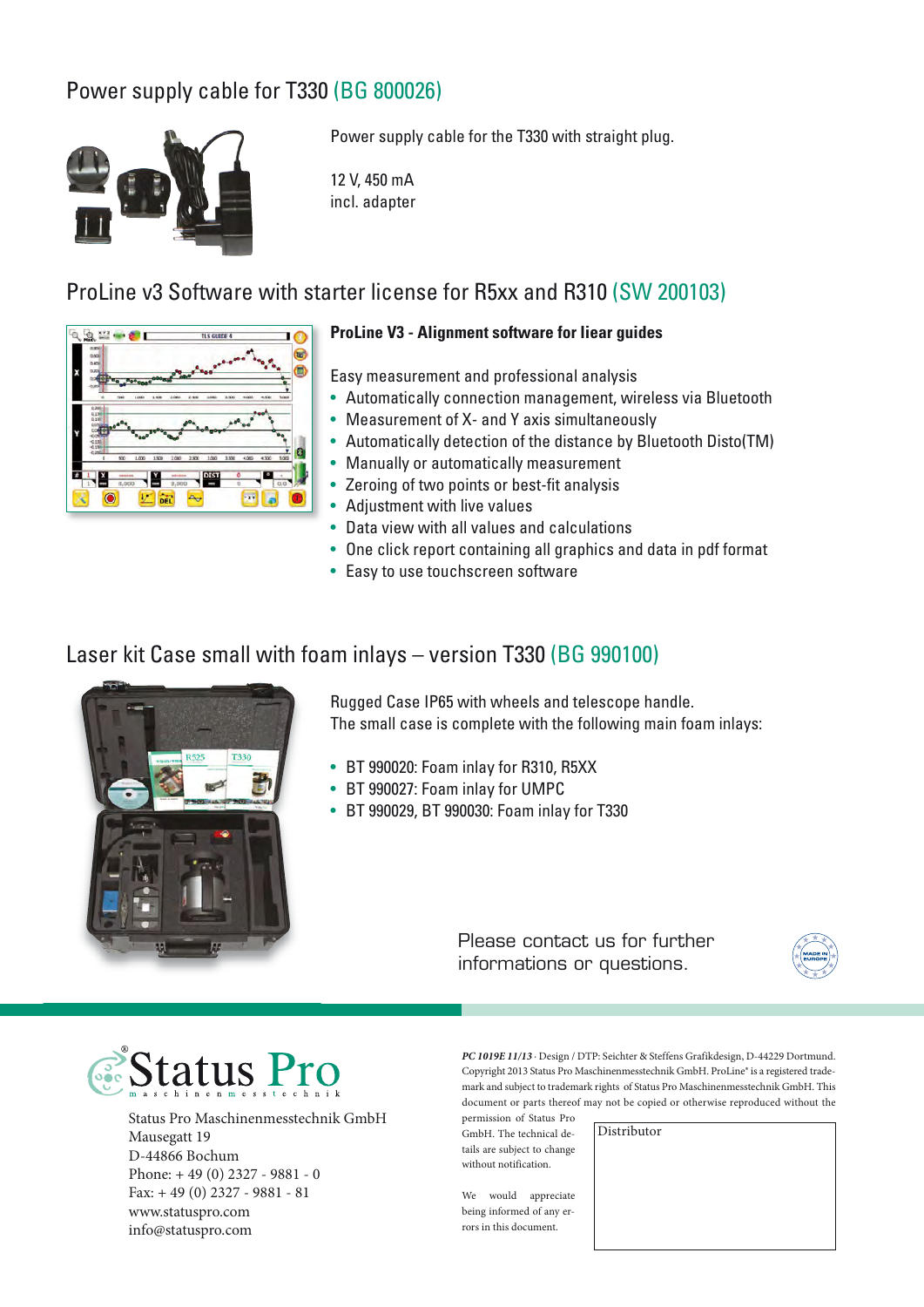## Power supply cable for T330 (BG 800026)

Power supply cable for the T330 with straight plug.

12 V, 450 mA
incl. adapter

## ProLine v3 Software with starter license for R5xx and R310 (SW 200103)

**ProLine V3 - Alignment software for liear guides**

Easy measurement and professional analysis

- Automatically connection management, wireless via Bluetooth
- Measurement of X- and Y axis simultaneously
- Automatically detection of the distance by Bluetooth Disto(TM)
- Manually or automatically measurement
- Zeroing of two points or best-fit analysis
- Adjustment with live values
- Data view with all values and calculations
- One click report containing all graphics and data in pdf format
- Easy to use touchscreen software

## Laser kit Case small with foam inlays – version T330 (BG 990100)

Rugged Case IP65 with wheels and telescope handle.
The small case is complete with the following main foam inlays:

- BT 990020: Foam inlay for R310, R5XX
- BT 990027: Foam inlay for UMPC
- BT 990029, BT 990030: Foam inlay for T330

Please contact us for further informations or questions.

MADE IN EUROPE

Status Pro
maschinenmesstechnik

Status Pro Maschinenmesstechnik GmbH
Mausegatt 19
D-44866 Bochum
Phone: + 49 (0) 2327 - 9881 - 0
Fax: + 49 (0) 2327 - 9881 - 81
www.statuspro.com
info@statuspro.com

***PC 1019E 11/13*** · Design / DTP: Seichter & Steffens Grafikdesign, D-44229 Dortmund. Copyright 2013 Status Pro Maschinenmesstechnik GmbH. ProLine® is a registered trademark and subject to trademark rights of Status Pro Maschinenmesstechnik GmbH. This document or parts thereof may not be copied or otherwise reproduced without the permission of Status Pro GmbH. The technical details are subject to change without notification.

We would appreciate being informed of any errors in this document.

Distributor